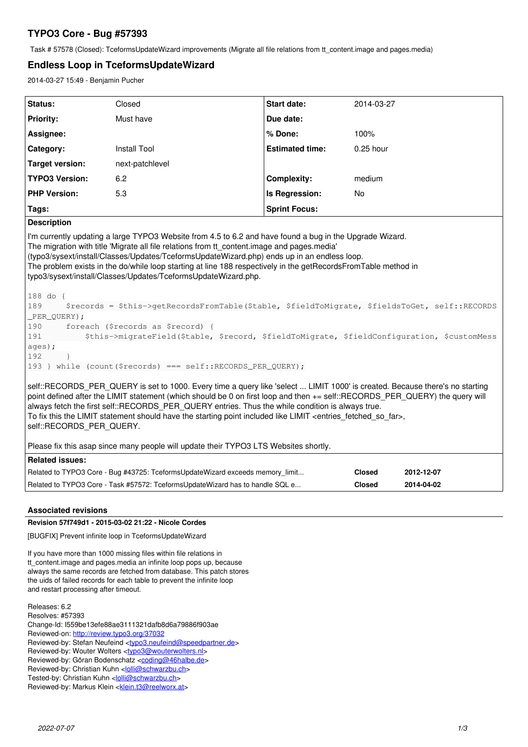# TYPO3 Core - Bug #57393

Task # 57578 (Closed): TceformsUpdateWizard improvements (Migrate all file relations from tt_content.image and pages.media)

## Endless Loop in TceformsUpdateWizard

2014-03-27 15:49 - Benjamin Pucher

| | | | |
|---|---|---|---|
| **Status:** | Closed | **Start date:** | 2014-03-27 |
| **Priority:** | Must have | **Due date:** | |
| **Assignee:** | | **% Done:** | 100% |
| **Category:** | Install Tool | **Estimated time:** | 0.25 hour |
| **Target version:** | next-patchlevel | | |
| **TYPO3 Version:** | 6.2 | **Complexity:** | medium |
| **PHP Version:** | 5.3 | **Is Regression:** | No |
| **Tags:** | | **Sprint Focus:** | |

**Description**

I'm currently updating a large TYPO3 Website from 4.5 to 6.2 and have found a bug in the Upgrade Wizard.
The migration with title 'Migrate all file relations from tt_content.image and pages.media' (typo3/sysext/install/Classes/Updates/TceformsUpdateWizard.php) ends up in an endless loop.
The problem exists in the do/while loop starting at line 188 respectively in the getRecordsFromTable method in typo3/sysext/install/Classes/Updates/TceformsUpdateWizard.php.

```
188 do {
189     $records = $this->getRecordsFromTable($table, $fieldToMigrate, $fieldsToGet, self::RECORDS_PER_QUERY);
190     foreach ($records as $record) {
191         $this->migrateField($table, $record, $fieldToMigrate, $fieldConfiguration, $customMessages);
192     }
193 } while (count($records) === self::RECORDS_PER_QUERY);
```

self::RECORDS_PER_QUERY is set to 1000. Every time a query like 'select ... LIMIT 1000' is created. Because there's no starting point defined after the LIMIT statement (which should be 0 on first loop and then += self::RECORDS_PER_QUERY) the query will always fetch the first self::RECORDS_PER_QUERY entries. Thus the while condition is always true.
To fix this the LIMIT statement should have the starting point included like LIMIT <entries_fetched_so_far>, self::RECORDS_PER_QUERY.

Please fix this asap since many people will update their TYPO3 LTS Websites shortly.

**Related issues:**

| | | |
|---|---|---|
| Related to TYPO3 Core - Bug #43725: TceformsUpdateWizard exceeds memory_limit... | Closed | 2012-12-07 |
| Related to TYPO3 Core - Task #57572: TceformsUpdateWizard has to handle SQL e... | Closed | 2014-04-02 |

### Associated revisions

**Revision 57f749d1 - 2015-03-02 21:22 - Nicole Cordes**

[BUGFIX] Prevent infinite loop in TceformsUpdateWizard

If you have more than 1000 missing files within file relations in tt_content.image and pages.media an infinite loop pops up, because always the same records are fetched from database. This patch stores the uids of failed records for each table to prevent the infinite loop and restart processing after timeout.

Releases: 6.2
Resolves: #57393
Change-Id: I559be13efe88ae3111321dafb8d6a79886f903ae
Reviewed-on: http://review.typo3.org/37032
Reviewed-by: Stefan Neufeind <typo3.neufeind@speedpartner.de>
Reviewed-by: Wouter Wolters <typo3@wouterwolters.nl>
Reviewed-by: Göran Bodenschatz <coding@46halbe.de>
Reviewed-by: Christian Kuhn <lolli@schwarzbu.ch>
Tested-by: Christian Kuhn <lolli@schwarzbu.ch>
Reviewed-by: Markus Klein <klein.t3@reelworx.at>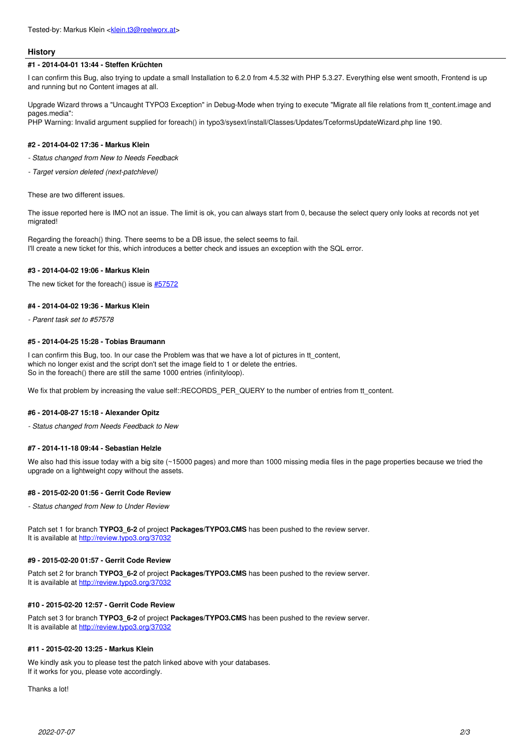Tested-by: Markus Klein <klein.t3@reelworx.at>

## History

#### #1 - 2014-04-01 13:44 - Steffen Krüchten

I can confirm this Bug, also trying to update a small Installation to 6.2.0 from 4.5.32 with PHP 5.3.27. Everything else went smooth, Frontend is up and running but no Content images at all.

Upgrade Wizard throws a "Uncaught TYPO3 Exception" in Debug-Mode when trying to execute "Migrate all file relations from tt_content.image and pages.media":
PHP Warning: Invalid argument supplied for foreach() in typo3/sysext/install/Classes/Updates/TceformsUpdateWizard.php line 190.

#### #2 - 2014-04-02 17:36 - Markus Klein

- *Status changed from New to Needs Feedback*
- *Target version deleted (next-patchlevel)*

These are two different issues.

The issue reported here is IMO not an issue. The limit is ok, you can always start from 0, because the select query only looks at records not yet migrated!

Regarding the foreach() thing. There seems to be a DB issue, the select seems to fail.
I'll create a new ticket for this, which introduces a better check and issues an exception with the SQL error.

#### #3 - 2014-04-02 19:06 - Markus Klein

The new ticket for the foreach() issue is #57572

#### #4 - 2014-04-02 19:36 - Markus Klein

- *Parent task set to #57578*

#### #5 - 2014-04-25 15:28 - Tobias Braumann

I can confirm this Bug, too. In our case the Problem was that we have a lot of pictures in tt_content,
which no longer exist and the script don't set the image field to 1 or delete the entries.
So in the foreach() there are still the same 1000 entries (infinityloop).

We fix that problem by increasing the value self::RECORDS_PER_QUERY to the number of entries from tt_content.

#### #6 - 2014-08-27 15:18 - Alexander Opitz

- *Status changed from Needs Feedback to New*

#### #7 - 2014-11-18 09:44 - Sebastian Helzle

We also had this issue today with a big site (~15000 pages) and more than 1000 missing media files in the page properties because we tried the upgrade on a lightweight copy without the assets.

#### #8 - 2015-02-20 01:56 - Gerrit Code Review

- *Status changed from New to Under Review*

Patch set 1 for branch **TYPO3_6-2** of project **Packages/TYPO3.CMS** has been pushed to the review server.
It is available at http://review.typo3.org/37032

#### #9 - 2015-02-20 01:57 - Gerrit Code Review

Patch set 2 for branch **TYPO3_6-2** of project **Packages/TYPO3.CMS** has been pushed to the review server.
It is available at http://review.typo3.org/37032

#### #10 - 2015-02-20 12:57 - Gerrit Code Review

Patch set 3 for branch **TYPO3_6-2** of project **Packages/TYPO3.CMS** has been pushed to the review server.
It is available at http://review.typo3.org/37032

#### #11 - 2015-02-20 13:25 - Markus Klein

We kindly ask you to please test the patch linked above with your databases.
If it works for you, please vote accordingly.

Thanks a lot!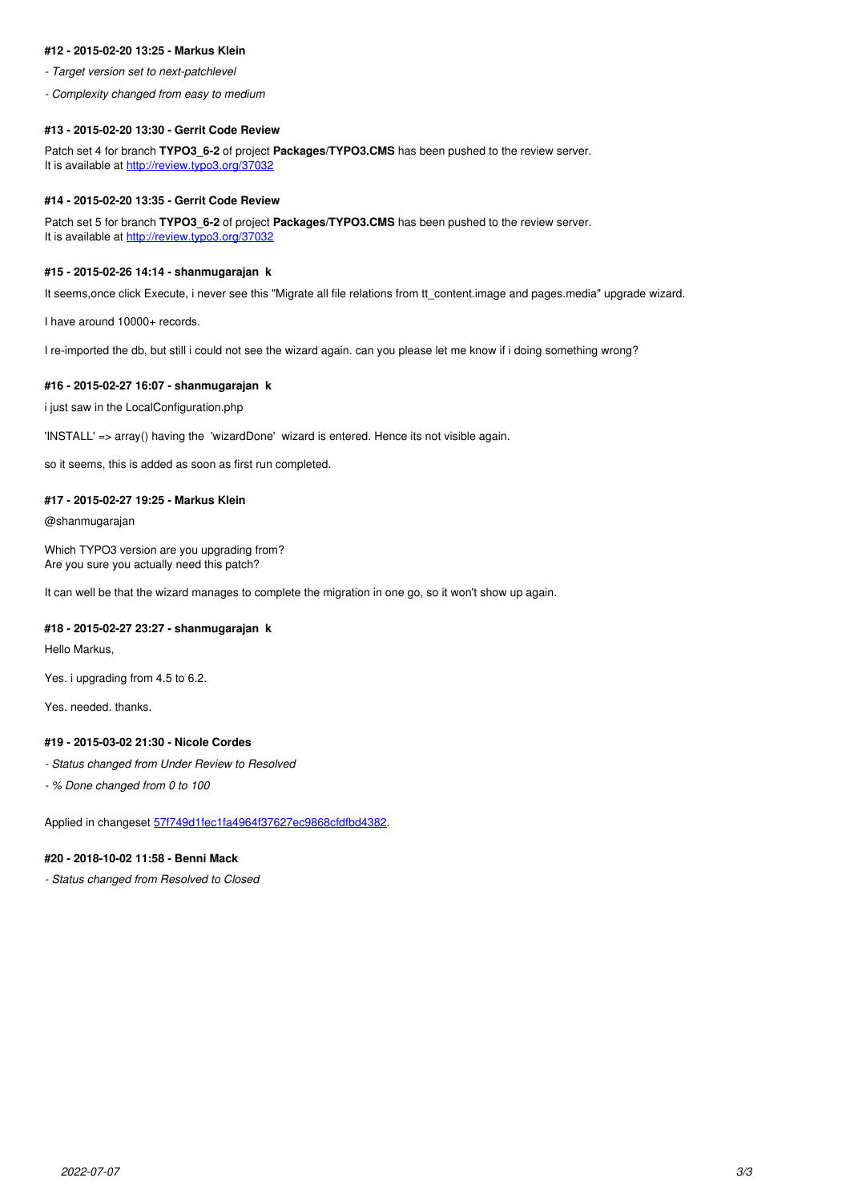#### #12 - 2015-02-20 13:25 - Markus Klein

- *Target version set to next-patchlevel*
- *Complexity changed from easy to medium*

#### #13 - 2015-02-20 13:30 - Gerrit Code Review

Patch set 4 for branch **TYPO3_6-2** of project **Packages/TYPO3.CMS** has been pushed to the review server.
It is available at http://review.typo3.org/37032

#### #14 - 2015-02-20 13:35 - Gerrit Code Review

Patch set 5 for branch **TYPO3_6-2** of project **Packages/TYPO3.CMS** has been pushed to the review server.
It is available at http://review.typo3.org/37032

#### #15 - 2015-02-26 14:14 - shanmugarajan k

It seems,once click Execute, i never see this "Migrate all file relations from tt_content.image and pages.media" upgrade wizard.

I have around 10000+ records.

I re-imported the db, but still i could not see the wizard again. can you please let me know if i doing something wrong?

#### #16 - 2015-02-27 16:07 - shanmugarajan k

i just saw in the LocalConfiguration.php

'INSTALL' => array() having the 'wizardDone' wizard is entered. Hence its not visible again.

so it seems, this is added as soon as first run completed.

#### #17 - 2015-02-27 19:25 - Markus Klein

@shanmugarajan

Which TYPO3 version are you upgrading from?
Are you sure you actually need this patch?

It can well be that the wizard manages to complete the migration in one go, so it won't show up again.

#### #18 - 2015-02-27 23:27 - shanmugarajan k

Hello Markus,

Yes. i upgrading from 4.5 to 6.2.

Yes. needed. thanks.

#### #19 - 2015-03-02 21:30 - Nicole Cordes

- *Status changed from Under Review to Resolved*
- *% Done changed from 0 to 100*

Applied in changeset 57f749d1fec1fa4964f37627ec9868cfdfbd4382.

#### #20 - 2018-10-02 11:58 - Benni Mack

- *Status changed from Resolved to Closed*

2022-07-07